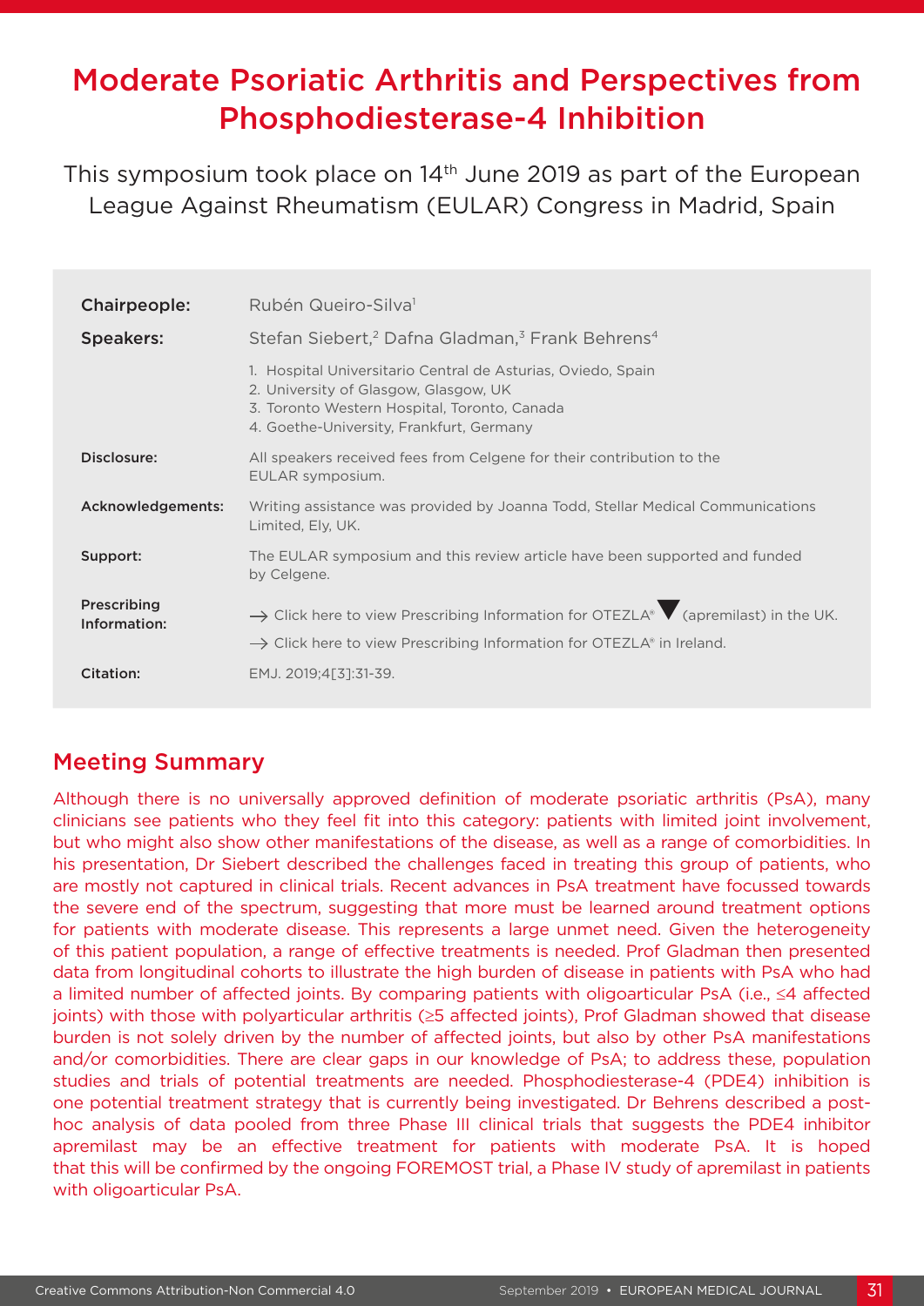# Moderate Psoriatic Arthritis and Perspectives from Phosphodiesterase-4 Inhibition

This symposium took place on 14th June 2019 as part of the European League Against Rheumatism (EULAR) Congress in Madrid, Spain

| | |
|---|---|
| **Chairpeople:** | Rubén Queiro-Silva[1] |
| **Speakers:** | Stefan Siebert,[2] Dafna Gladman,[3] Frank Behrens[4] |
| | 1. Hospital Universitario Central de Asturias, Oviedo, Spain<br>2. University of Glasgow, Glasgow, UK<br>3. Toronto Western Hospital, Toronto, Canada<br>4. Goethe-University, Frankfurt, Germany |
| **Disclosure:** | All speakers received fees from Celgene for their contribution to the EULAR symposium. |
| **Acknowledgements:** | Writing assistance was provided by Joanna Todd, Stellar Medical Communications Limited, Ely, UK. |
| **Support:** | The EULAR symposium and this review article have been supported and funded by Celgene. |
| **Prescribing Information:** | → Click here to view Prescribing Information for OTEZLA® ▼ (apremilast) in the UK.<br>→ Click here to view Prescribing Information for OTEZLA® in Ireland. |
| **Citation:** | EMJ. 2019;4[3]:31-39. |

## Meeting Summary

Although there is no universally approved definition of moderate psoriatic arthritis (PsA), many clinicians see patients who they feel fit into this category: patients with limited joint involvement, but who might also show other manifestations of the disease, as well as a range of comorbidities. In his presentation, Dr Siebert described the challenges faced in treating this group of patients, who are mostly not captured in clinical trials. Recent advances in PsA treatment have focussed towards the severe end of the spectrum, suggesting that more must be learned around treatment options for patients with moderate disease. This represents a large unmet need. Given the heterogeneity of this patient population, a range of effective treatments is needed. Prof Gladman then presented data from longitudinal cohorts to illustrate the high burden of disease in patients with PsA who had a limited number of affected joints. By comparing patients with oligoarticular PsA (i.e., ≤4 affected joints) with those with polyarticular arthritis (≥5 affected joints), Prof Gladman showed that disease burden is not solely driven by the number of affected joints, but also by other PsA manifestations and/or comorbidities. There are clear gaps in our knowledge of PsA; to address these, population studies and trials of potential treatments are needed. Phosphodiesterase-4 (PDE4) inhibition is one potential treatment strategy that is currently being investigated. Dr Behrens described a post-hoc analysis of data pooled from three Phase III clinical trials that suggests the PDE4 inhibitor apremilast may be an effective treatment for patients with moderate PsA. It is hoped that this will be confirmed by the ongoing FOREMOST trial, a Phase IV study of apremilast in patients with oligoarticular PsA.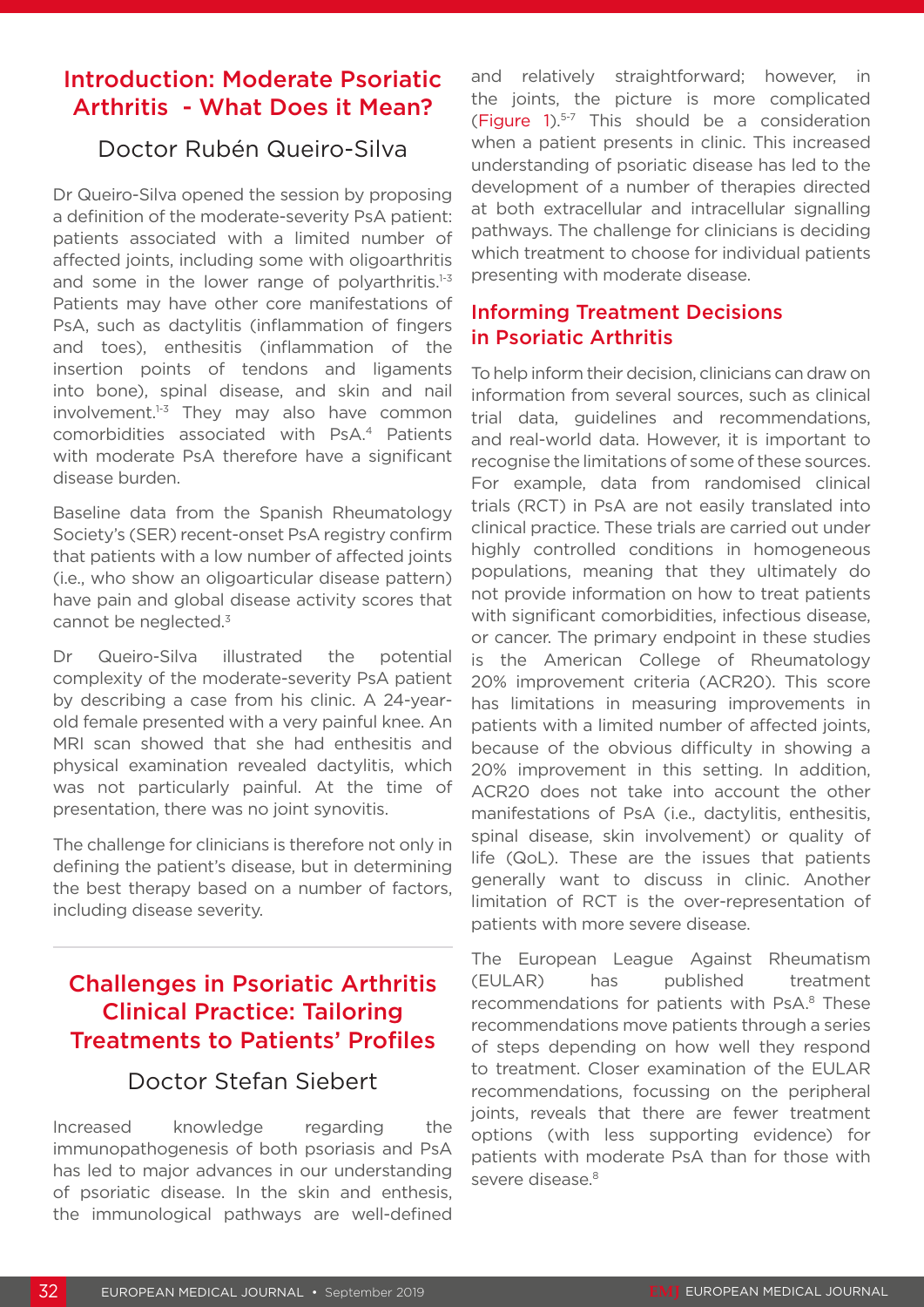## Introduction: Moderate Psoriatic Arthritis - What Does it Mean?

### Doctor Rubén Queiro-Silva

Dr Queiro-Silva opened the session by proposing a definition of the moderate-severity PsA patient: patients associated with a limited number of affected joints, including some with oligoarthritis and some in the lower range of polyarthritis.[1-3] Patients may have other core manifestations of PsA, such as dactylitis (inflammation of fingers and toes), enthesitis (inflammation of the insertion points of tendons and ligaments into bone), spinal disease, and skin and nail involvement.[1-3] They may also have common comorbidities associated with PsA.[4] Patients with moderate PsA therefore have a significant disease burden.

Baseline data from the Spanish Rheumatology Society's (SER) recent-onset PsA registry confirm that patients with a low number of affected joints (i.e., who show an oligoarticular disease pattern) have pain and global disease activity scores that cannot be neglected.[3]

Dr Queiro-Silva illustrated the potential complexity of the moderate-severity PsA patient by describing a case from his clinic. A 24-year-old female presented with a very painful knee. An MRI scan showed that she had enthesitis and physical examination revealed dactylitis, which was not particularly painful. At the time of presentation, there was no joint synovitis.

The challenge for clinicians is therefore not only in defining the patient's disease, but in determining the best therapy based on a number of factors, including disease severity.

## Challenges in Psoriatic Arthritis Clinical Practice: Tailoring Treatments to Patients' Profiles

### Doctor Stefan Siebert

Increased knowledge regarding the immunopathogenesis of both psoriasis and PsA has led to major advances in our understanding of psoriatic disease. In the skin and enthesis, the immunological pathways are well-defined and relatively straightforward; however, in the joints, the picture is more complicated (Figure 1).[5-7] This should be a consideration when a patient presents in clinic. This increased understanding of psoriatic disease has led to the development of a number of therapies directed at both extracellular and intracellular signalling pathways. The challenge for clinicians is deciding which treatment to choose for individual patients presenting with moderate disease.

## Informing Treatment Decisions in Psoriatic Arthritis

To help inform their decision, clinicians can draw on information from several sources, such as clinical trial data, guidelines and recommendations, and real-world data. However, it is important to recognise the limitations of some of these sources. For example, data from randomised clinical trials (RCT) in PsA are not easily translated into clinical practice. These trials are carried out under highly controlled conditions in homogeneous populations, meaning that they ultimately do not provide information on how to treat patients with significant comorbidities, infectious disease, or cancer. The primary endpoint in these studies is the American College of Rheumatology 20% improvement criteria (ACR20). This score has limitations in measuring improvements in patients with a limited number of affected joints, because of the obvious difficulty in showing a 20% improvement in this setting. In addition, ACR20 does not take into account the other manifestations of PsA (i.e., dactylitis, enthesitis, spinal disease, skin involvement) or quality of life (QoL). These are the issues that patients generally want to discuss in clinic. Another limitation of RCT is the over-representation of patients with more severe disease.

The European League Against Rheumatism (EULAR) has published treatment recommendations for patients with PsA.[8] These recommendations move patients through a series of steps depending on how well they respond to treatment. Closer examination of the EULAR recommendations, focussing on the peripheral joints, reveals that there are fewer treatment options (with less supporting evidence) for patients with moderate PsA than for those with severe disease.[8]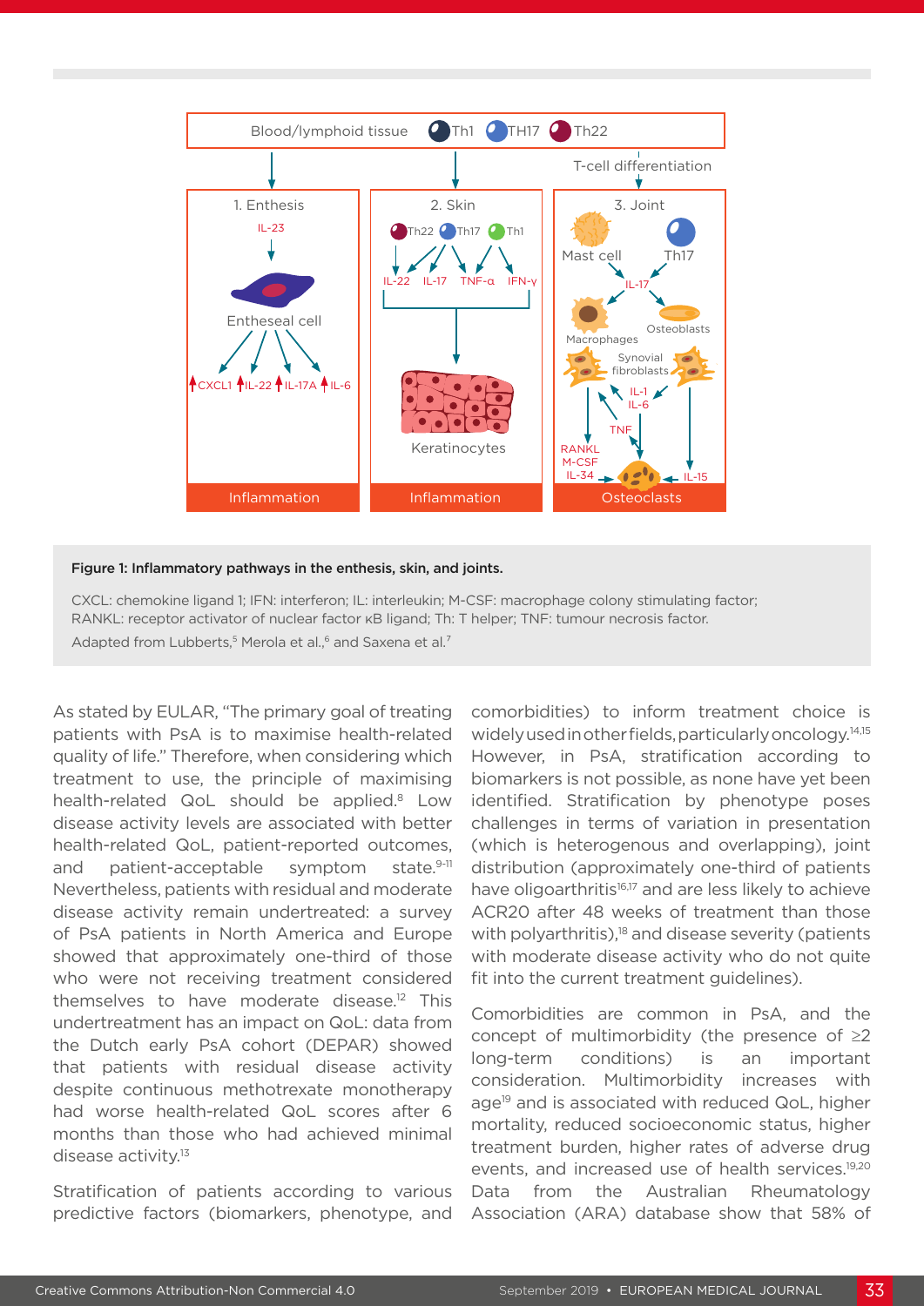**Figure 1: Inflammatory pathways in the enthesis, skin, and joints.**

CXCL: chemokine ligand 1; IFN: interferon; IL: interleukin; M-CSF: macrophage colony stimulating factor; RANKL: receptor activator of nuclear factor κB ligand; Th: T helper; TNF: tumour necrosis factor.

Adapted from Lubberts,[5] Merola et al.,[6] and Saxena et al.[7]

As stated by EULAR, "The primary goal of treating patients with PsA is to maximise health-related quality of life." Therefore, when considering which treatment to use, the principle of maximising health-related QoL should be applied.[8] Low disease activity levels are associated with better health-related QoL, patient-reported outcomes, and patient-acceptable symptom state.[9-11] Nevertheless, patients with residual and moderate disease activity remain undertreated: a survey of PsA patients in North America and Europe showed that approximately one-third of those who were not receiving treatment considered themselves to have moderate disease.[12] This undertreatment has an impact on QoL: data from the Dutch early PsA cohort (DEPAR) showed that patients with residual disease activity despite continuous methotrexate monotherapy had worse health-related QoL scores after 6 months than those who had achieved minimal disease activity.[13]

Stratification of patients according to various predictive factors (biomarkers, phenotype, and comorbidities) to inform treatment choice is widely used in other fields, particularly oncology.[14,15] However, in PsA, stratification according to biomarkers is not possible, as none have yet been identified. Stratification by phenotype poses challenges in terms of variation in presentation (which is heterogenous and overlapping), joint distribution (approximately one-third of patients have oligoarthritis[16,17] and are less likely to achieve ACR20 after 48 weeks of treatment than those with polyarthritis),[18] and disease severity (patients with moderate disease activity who do not quite fit into the current treatment guidelines).

Comorbidities are common in PsA, and the concept of multimorbidity (the presence of ≥2 long-term conditions) is an important consideration. Multimorbidity increases with age[19] and is associated with reduced QoL, higher mortality, reduced socioeconomic status, higher treatment burden, higher rates of adverse drug events, and increased use of health services.[19,20] Data from the Australian Rheumatology Association (ARA) database show that 58% of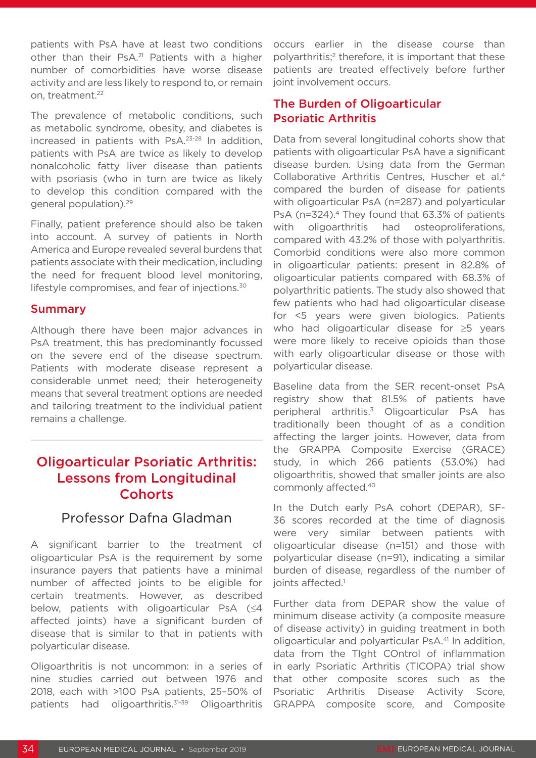patients with PsA have at least two conditions other than their PsA.[21] Patients with a higher number of comorbidities have worse disease activity and are less likely to respond to, or remain on, treatment.[22]

The prevalence of metabolic conditions, such as metabolic syndrome, obesity, and diabetes is increased in patients with PsA.[23-28] In addition, patients with PsA are twice as likely to develop nonalcoholic fatty liver disease than patients with psoriasis (who in turn are twice as likely to develop this condition compared with the general population).[29]

Finally, patient preference should also be taken into account. A survey of patients in North America and Europe revealed several burdens that patients associate with their medication, including the need for frequent blood level monitoring, lifestyle compromises, and fear of injections.[30]

## Summary

Although there have been major advances in PsA treatment, this has predominantly focussed on the severe end of the disease spectrum. Patients with moderate disease represent a considerable unmet need; their heterogeneity means that several treatment options are needed and tailoring treatment to the individual patient remains a challenge.

# Oligoarticular Psoriatic Arthritis: Lessons from Longitudinal Cohorts

### Professor Dafna Gladman

A significant barrier to the treatment of oligoarticular PsA is the requirement by some insurance payers that patients have a minimal number of affected joints to be eligible for certain treatments. However, as described below, patients with oligoarticular PsA (≤4 affected joints) have a significant burden of disease that is similar to that in patients with polyarticular disease.

Oligoarthritis is not uncommon: in a series of nine studies carried out between 1976 and 2018, each with >100 PsA patients, 25–50% of patients had oligoarthritis.[31-39] Oligoarthritis occurs earlier in the disease course than polyarthritis;[2] therefore, it is important that these patients are treated effectively before further joint involvement occurs.

## The Burden of Oligoarticular Psoriatic Arthritis

Data from several longitudinal cohorts show that patients with oligoarticular PsA have a significant disease burden. Using data from the German Collaborative Arthritis Centres, Huscher et al.[4] compared the burden of disease for patients with oligoarticular PsA (n=287) and polyarticular PsA (n=324).[4] They found that 63.3% of patients with oligoarthritis had osteoproliferations, compared with 43.2% of those with polyarthritis. Comorbid conditions were also more common in oligoarticular patients: present in 82.8% of oligoarticular patients compared with 68.3% of polyarthritic patients. The study also showed that few patients who had had oligoarticular disease for <5 years were given biologics. Patients who had oligoarticular disease for ≥5 years were more likely to receive opioids than those with early oligoarticular disease or those with polyarticular disease.

Baseline data from the SER recent-onset PsA registry show that 81.5% of patients have peripheral arthritis.[3] Oligoarticular PsA has traditionally been thought of as a condition affecting the larger joints. However, data from the GRAPPA Composite Exercise (GRACE) study, in which 266 patients (53.0%) had oligoarthritis, showed that smaller joints are also commonly affected.[40]

In the Dutch early PsA cohort (DEPAR), SF-36 scores recorded at the time of diagnosis were very similar between patients with oligoarticular disease (n=151) and those with polyarticular disease (n=91), indicating a similar burden of disease, regardless of the number of joints affected.[1]

Further data from DEPAR show the value of minimum disease activity (a composite measure of disease activity) in guiding treatment in both oligoarticular and polyarticular PsA.[41] In addition, data from the TIght COntrol of inflammation in early Psoriatic Arthritis (TICOPA) trial show that other composite scores such as the Psoriatic Arthritis Disease Activity Score, GRAPPA composite score, and Composite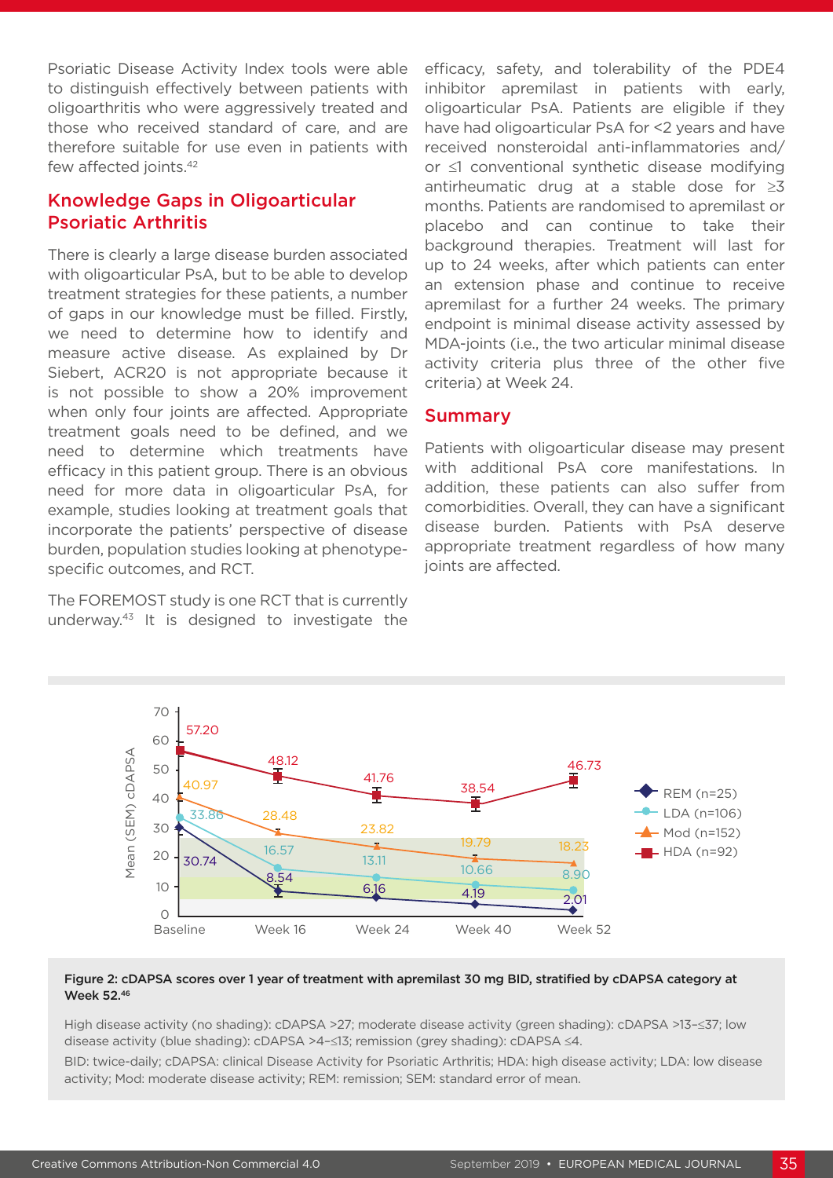Psoriatic Disease Activity Index tools were able to distinguish effectively between patients with oligoarthritis who were aggressively treated and those who received standard of care, and are therefore suitable for use even in patients with few affected joints.[42]

## Knowledge Gaps in Oligoarticular Psoriatic Arthritis

There is clearly a large disease burden associated with oligoarticular PsA, but to be able to develop treatment strategies for these patients, a number of gaps in our knowledge must be filled. Firstly, we need to determine how to identify and measure active disease. As explained by Dr Siebert, ACR20 is not appropriate because it is not possible to show a 20% improvement when only four joints are affected. Appropriate treatment goals need to be defined, and we need to determine which treatments have efficacy in this patient group. There is an obvious need for more data in oligoarticular PsA, for example, studies looking at treatment goals that incorporate the patients' perspective of disease burden, population studies looking at phenotype-specific outcomes, and RCT.

The FOREMOST study is one RCT that is currently underway.[43] It is designed to investigate the efficacy, safety, and tolerability of the PDE4 inhibitor apremilast in patients with early, oligoarticular PsA. Patients are eligible if they have had oligoarticular PsA for <2 years and have received nonsteroidal anti-inflammatories and/or ≤1 conventional synthetic disease modifying antirheumatic drug at a stable dose for ≥3 months. Patients are randomised to apremilast or placebo and can continue to take their background therapies. Treatment will last for up to 24 weeks, after which patients can enter an extension phase and continue to receive apremilast for a further 24 weeks. The primary endpoint is minimal disease activity assessed by MDA-joints (i.e., the two articular minimal disease activity criteria plus three of the other five criteria) at Week 24.

## Summary

Patients with oligoarticular disease may present with additional PsA core manifestations. In addition, these patients can also suffer from comorbidities. Overall, they can have a significant disease burden. Patients with PsA deserve appropriate treatment regardless of how many joints are affected.

| Mean (SEM) cDAPSA | Baseline | Week 16 | Week 24 | Week 40 | Week 52 |
|---|---|---|---|---|---|
| REM (n=25) | 30.74 | 8.54 | 6.16 | 4.19 | 2.01 |
| LDA (n=106) | 33.86 | 16.57 | 13.11 | 10.66 | 8.90 |
| Mod (n=152) | 40.97 | 28.48 | 23.82 | 19.79 | 18.23 |
| HDA (n=92) | 57.20 | 48.12 | 41.76 | 38.54 | 46.73 |

**Figure 2: cDAPSA scores over 1 year of treatment with apremilast 30 mg BID, stratified by cDAPSA category at Week 52.[46]**

High disease activity (no shading): cDAPSA >27; moderate disease activity (green shading): cDAPSA >13–≤37; low disease activity (blue shading): cDAPSA >4–≤13; remission (grey shading): cDAPSA ≤4.

BID: twice-daily; cDAPSA: clinical Disease Activity for Psoriatic Arthritis; HDA: high disease activity; LDA: low disease activity; Mod: moderate disease activity; REM: remission; SEM: standard error of mean.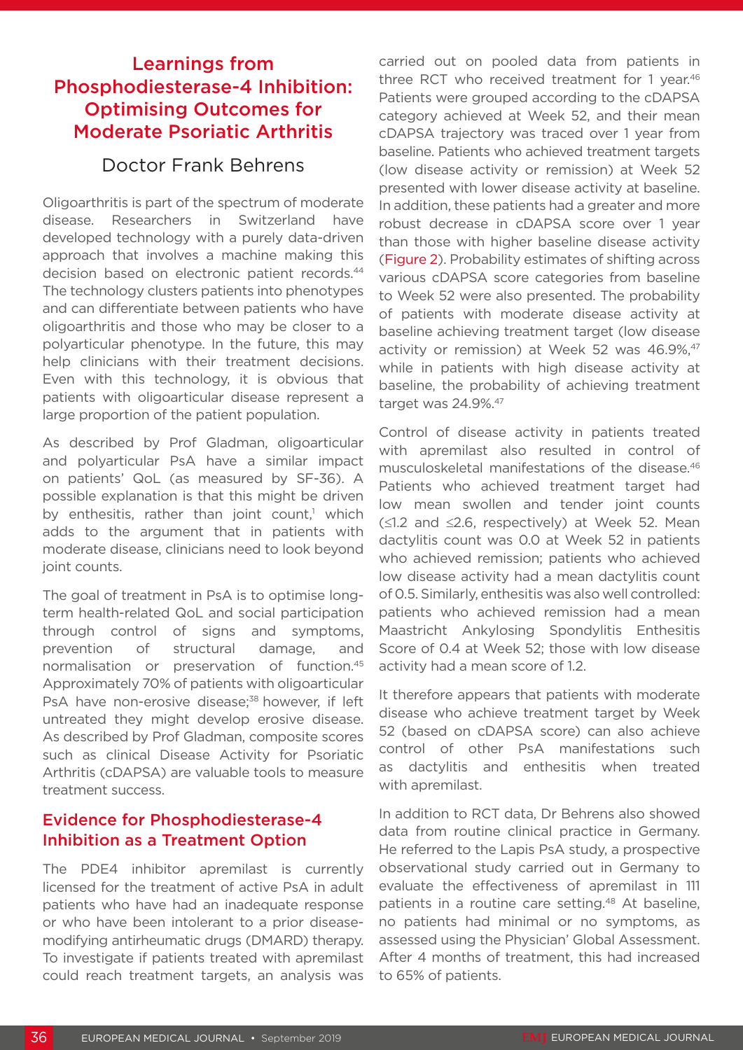## Learnings from Phosphodiesterase-4 Inhibition: Optimising Outcomes for Moderate Psoriatic Arthritis

### Doctor Frank Behrens

Oligoarthritis is part of the spectrum of moderate disease. Researchers in Switzerland have developed technology with a purely data-driven approach that involves a machine making this decision based on electronic patient records.[44] The technology clusters patients into phenotypes and can differentiate between patients who have oligoarthritis and those who may be closer to a polyarticular phenotype. In the future, this may help clinicians with their treatment decisions. Even with this technology, it is obvious that patients with oligoarticular disease represent a large proportion of the patient population.

As described by Prof Gladman, oligoarticular and polyarticular PsA have a similar impact on patients' QoL (as measured by SF-36). A possible explanation is that this might be driven by enthesitis, rather than joint count,[1] which adds to the argument that in patients with moderate disease, clinicians need to look beyond joint counts.

The goal of treatment in PsA is to optimise long-term health-related QoL and social participation through control of signs and symptoms, prevention of structural damage, and normalisation or preservation of function.[45] Approximately 70% of patients with oligoarticular PsA have non-erosive disease;[38] however, if left untreated they might develop erosive disease. As described by Prof Gladman, composite scores such as clinical Disease Activity for Psoriatic Arthritis (cDAPSA) are valuable tools to measure treatment success.

### Evidence for Phosphodiesterase-4 Inhibition as a Treatment Option

The PDE4 inhibitor apremilast is currently licensed for the treatment of active PsA in adult patients who have had an inadequate response or who have been intolerant to a prior disease-modifying antirheumatic drugs (DMARD) therapy. To investigate if patients treated with apremilast could reach treatment targets, an analysis was carried out on pooled data from patients in three RCT who received treatment for 1 year.[46] Patients were grouped according to the cDAPSA category achieved at Week 52, and their mean cDAPSA trajectory was traced over 1 year from baseline. Patients who achieved treatment targets (low disease activity or remission) at Week 52 presented with lower disease activity at baseline. In addition, these patients had a greater and more robust decrease in cDAPSA score over 1 year than those with higher baseline disease activity (Figure 2). Probability estimates of shifting across various cDAPSA score categories from baseline to Week 52 were also presented. The probability of patients with moderate disease activity at baseline achieving treatment target (low disease activity or remission) at Week 52 was 46.9%,[47] while in patients with high disease activity at baseline, the probability of achieving treatment target was 24.9%.[47]

Control of disease activity in patients treated with apremilast also resulted in control of musculoskeletal manifestations of the disease.[46] Patients who achieved treatment target had low mean swollen and tender joint counts (≤1.2 and ≤2.6, respectively) at Week 52. Mean dactylitis count was 0.0 at Week 52 in patients who achieved remission; patients who achieved low disease activity had a mean dactylitis count of 0.5. Similarly, enthesitis was also well controlled: patients who achieved remission had a mean Maastricht Ankylosing Spondylitis Enthesitis Score of 0.4 at Week 52; those with low disease activity had a mean score of 1.2.

It therefore appears that patients with moderate disease who achieve treatment target by Week 52 (based on cDAPSA score) can also achieve control of other PsA manifestations such as dactylitis and enthesitis when treated with apremilast.

In addition to RCT data, Dr Behrens also showed data from routine clinical practice in Germany. He referred to the Lapis PsA study, a prospective observational study carried out in Germany to evaluate the effectiveness of apremilast in 111 patients in a routine care setting.[48] At baseline, no patients had minimal or no symptoms, as assessed using the Physician' Global Assessment. After 4 months of treatment, this had increased to 65% of patients.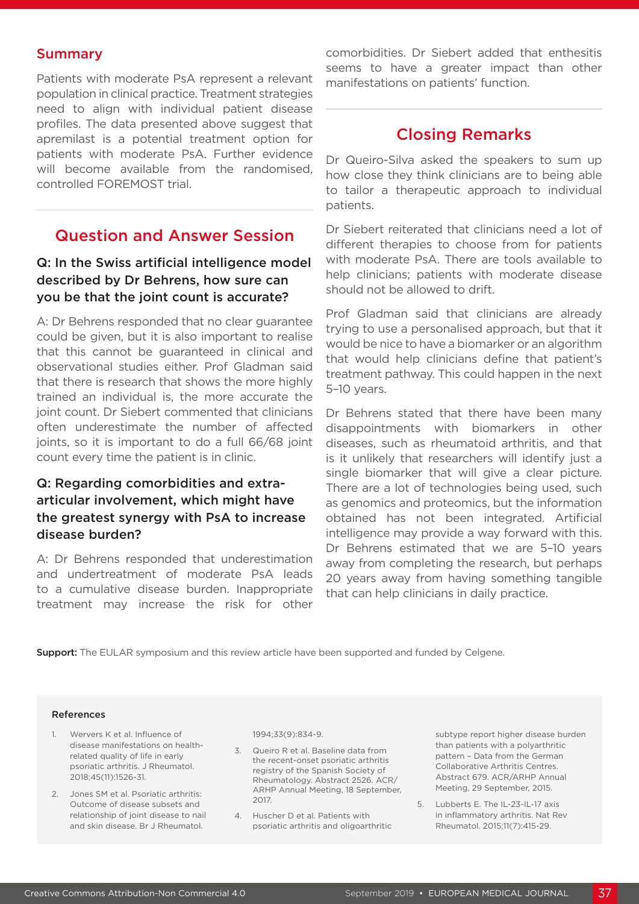## Summary

Patients with moderate PsA represent a relevant population in clinical practice. Treatment strategies need to align with individual patient disease profiles. The data presented above suggest that apremilast is a potential treatment option for patients with moderate PsA. Further evidence will become available from the randomised, controlled FOREMOST trial.

## Question and Answer Session

### Q: In the Swiss artificial intelligence model described by Dr Behrens, how sure can you be that the joint count is accurate?

A: Dr Behrens responded that no clear guarantee could be given, but it is also important to realise that this cannot be guaranteed in clinical and observational studies either. Prof Gladman said that there is research that shows the more highly trained an individual is, the more accurate the joint count. Dr Siebert commented that clinicians often underestimate the number of affected joints, so it is important to do a full 66/68 joint count every time the patient is in clinic.

### Q: Regarding comorbidities and extra-articular involvement, which might have the greatest synergy with PsA to increase disease burden?

A: Dr Behrens responded that underestimation and undertreatment of moderate PsA leads to a cumulative disease burden. Inappropriate treatment may increase the risk for other comorbidities. Dr Siebert added that enthesitis seems to have a greater impact than other manifestations on patients' function.

## Closing Remarks

Dr Queiro-Silva asked the speakers to sum up how close they think clinicians are to being able to tailor a therapeutic approach to individual patients.

Dr Siebert reiterated that clinicians need a lot of different therapies to choose from for patients with moderate PsA. There are tools available to help clinicians; patients with moderate disease should not be allowed to drift.

Prof Gladman said that clinicians are already trying to use a personalised approach, but that it would be nice to have a biomarker or an algorithm that would help clinicians define that patient's treatment pathway. This could happen in the next 5–10 years.

Dr Behrens stated that there have been many disappointments with biomarkers in other diseases, such as rheumatoid arthritis, and that is it unlikely that researchers will identify just a single biomarker that will give a clear picture. There are a lot of technologies being used, such as genomics and proteomics, but the information obtained has not been integrated. Artificial intelligence may provide a way forward with this. Dr Behrens estimated that we are 5–10 years away from completing the research, but perhaps 20 years away from having something tangible that can help clinicians in daily practice.

**Support:** The EULAR symposium and this review article have been supported and funded by Celgene.

### References

1. Wervers K et al. Influence of disease manifestations on health-related quality of life in early psoriatic arthritis. J Rheumatol. 2018;45(11):1526-31.
2. Jones SM et al. Psoriatic arthritis: Outcome of disease subsets and relationship of joint disease to nail and skin disease. Br J Rheumatol. 1994;33(9):834-9.
3. Queiro R et al. Baseline data from the recent-onset psoriatic arthritis registry of the Spanish Society of Rheumatology. Abstract 2526. ACR/ARHP Annual Meeting, 18 September, 2017.
4. Huscher D et al. Patients with psoriatic arthritis and oligoarthritic subtype report higher disease burden than patients with a polyarthritic pattern – Data from the German Collaborative Arthritis Centres. Abstract 679. ACR/ARHP Annual Meeting, 29 September, 2015.
5. Lubberts E. The IL-23-IL-17 axis in inflammatory arthritis. Nat Rev Rheumatol. 2015;11(7):415-29.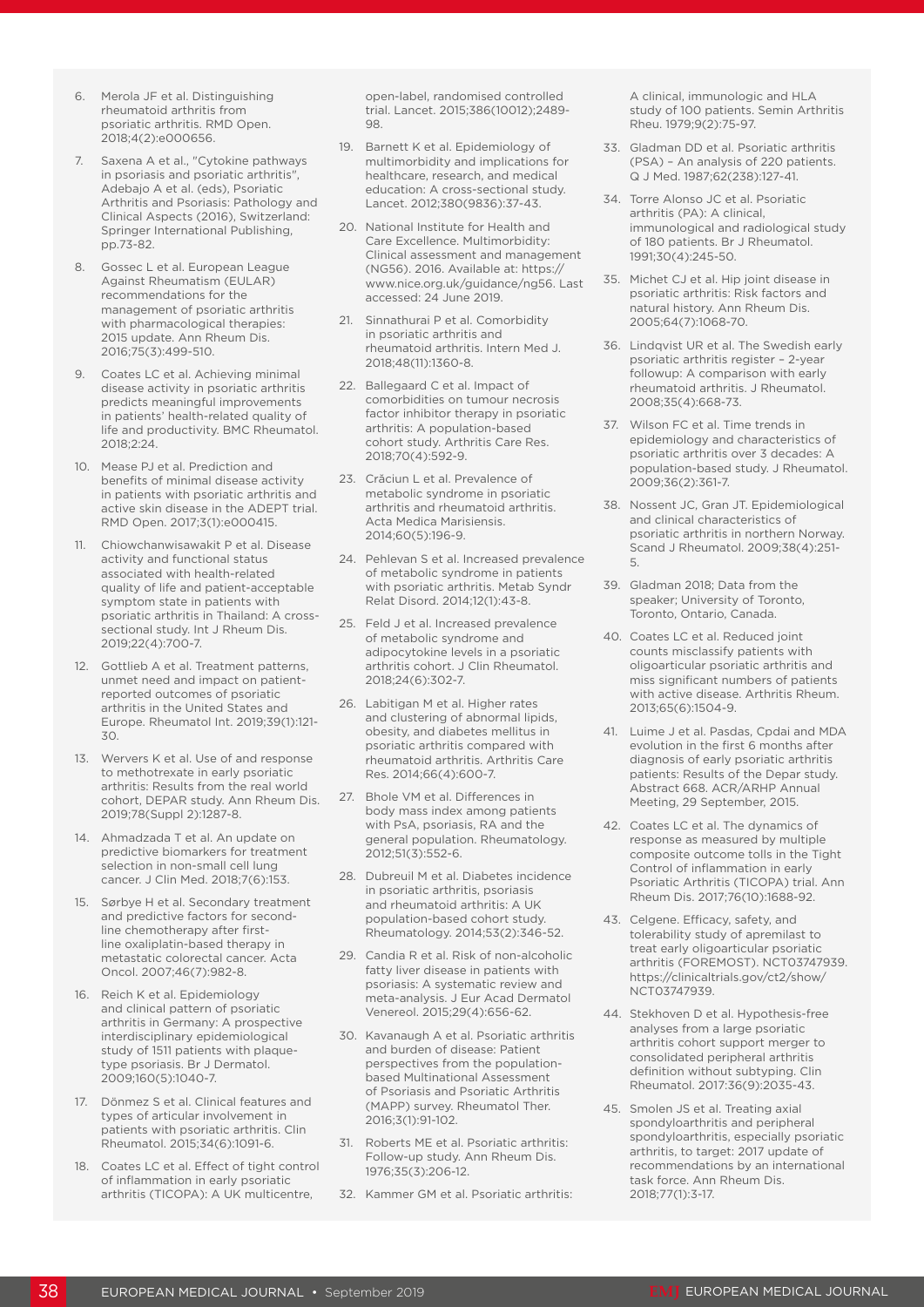6. Merola JF et al. Distinguishing rheumatoid arthritis from psoriatic arthritis. RMD Open. 2018;4(2):e000656.
7. Saxena A et al., "Cytokine pathways in psoriasis and psoriatic arthritis", Adebajo A et al. (eds), Psoriatic Arthritis and Psoriasis: Pathology and Clinical Aspects (2016), Switzerland: Springer International Publishing, pp.73-82.
8. Gossec L et al. European League Against Rheumatism (EULAR) recommendations for the management of psoriatic arthritis with pharmacological therapies: 2015 update. Ann Rheum Dis. 2016;75(3):499-510.
9. Coates LC et al. Achieving minimal disease activity in psoriatic arthritis predicts meaningful improvements in patients' health-related quality of life and productivity. BMC Rheumatol. 2018;2:24.
10. Mease PJ et al. Prediction and benefits of minimal disease activity in patients with psoriatic arthritis and active skin disease in the ADEPT trial. RMD Open. 2017;3(1):e000415.
11. Chiowchanwisawakit P et al. Disease activity and functional status associated with health-related quality of life and patient-acceptable symptom state in patients with psoriatic arthritis in Thailand: A cross-sectional study. Int J Rheum Dis. 2019;22(4):700-7.
12. Gottlieb A et al. Treatment patterns, unmet need and impact on patient-reported outcomes of psoriatic arthritis in the United States and Europe. Rheumatol Int. 2019;39(1):121-30.
13. Wervers K et al. Use of and response to methotrexate in early psoriatic arthritis: Results from the real world cohort, DEPAR study. Ann Rheum Dis. 2019;78(Suppl 2):1287-8.
14. Ahmadzada T et al. An update on predictive biomarkers for treatment selection in non-small cell lung cancer. J Clin Med. 2018;7(6):153.
15. Sørbye H et al. Secondary treatment and predictive factors for second-line chemotherapy after first-line oxaliplatin-based therapy in metastatic colorectal cancer. Acta Oncol. 2007;46(7):982-8.
16. Reich K et al. Epidemiology and clinical pattern of psoriatic arthritis in Germany: A prospective interdisciplinary epidemiological study of 1511 patients with plaque-type psoriasis. Br J Dermatol. 2009;160(5):1040-7.
17. Dönmez S et al. Clinical features and types of articular involvement in patients with psoriatic arthritis. Clin Rheumatol. 2015;34(6):1091-6.
18. Coates LC et al. Effect of tight control of inflammation in early psoriatic arthritis (TICOPA): A UK multicentre, open-label, randomised controlled trial. Lancet. 2015;386(10012);2489-98.
19. Barnett K et al. Epidemiology of multimorbidity and implications for healthcare, research, and medical education: A cross-sectional study. Lancet. 2012;380(9836):37-43.
20. National Institute for Health and Care Excellence. Multimorbidity: Clinical assessment and management (NG56). 2016. Available at: https://www.nice.org.uk/guidance/ng56. Last accessed: 24 June 2019.
21. Sinnathurai P et al. Comorbidity in psoriatic arthritis and rheumatoid arthritis. Intern Med J. 2018;48(11):1360-8.
22. Ballegaard C et al. Impact of comorbidities on tumour necrosis factor inhibitor therapy in psoriatic arthritis: A population-based cohort study. Arthritis Care Res. 2018;70(4):592-9.
23. Crăciun L et al. Prevalence of metabolic syndrome in psoriatic arthritis and rheumatoid arthritis. Acta Medica Marisiensis. 2014;60(5):196-9.
24. Pehlevan S et al. Increased prevalence of metabolic syndrome in patients with psoriatic arthritis. Metab Syndr Relat Disord. 2014;12(1):43-8.
25. Feld J et al. Increased prevalence of metabolic syndrome and adipocytokine levels in a psoriatic arthritis cohort. J Clin Rheumatol. 2018;24(6):302-7.
26. Labitigan M et al. Higher rates and clustering of abnormal lipids, obesity, and diabetes mellitus in psoriatic arthritis compared with rheumatoid arthritis. Arthritis Care Res. 2014;66(4):600-7.
27. Bhole VM et al. Differences in body mass index among patients with PsA, psoriasis, RA and the general population. Rheumatology. 2012;51(3):552-6.
28. Dubreuil M et al. Diabetes incidence in psoriatic arthritis, psoriasis and rheumatoid arthritis: A UK population-based cohort study. Rheumatology. 2014;53(2):346-52.
29. Candia R et al. Risk of non-alcoholic fatty liver disease in patients with psoriasis: A systematic review and meta-analysis. J Eur Acad Dermatol Venereol. 2015;29(4):656-62.
30. Kavanaugh A et al. Psoriatic arthritis and burden of disease: Patient perspectives from the population-based Multinational Assessment of Psoriasis and Psoriatic Arthritis (MAPP) survey. Rheumatol Ther. 2016;3(1):91-102.
31. Roberts ME et al. Psoriatic arthritis: Follow-up study. Ann Rheum Dis. 1976;35(3):206-12.
32. Kammer GM et al. Psoriatic arthritis: A clinical, immunologic and HLA study of 100 patients. Semin Arthritis Rheu. 1979;9(2):75-97.
33. Gladman DD et al. Psoriatic arthritis (PSA) – An analysis of 220 patients. Q J Med. 1987;62(238):127-41.
34. Torre Alonso JC et al. Psoriatic arthritis (PA): A clinical, immunological and radiological study of 180 patients. Br J Rheumatol. 1991;30(4):245-50.
35. Michet CJ et al. Hip joint disease in psoriatic arthritis: Risk factors and natural history. Ann Rheum Dis. 2005;64(7):1068-70.
36. Lindqvist UR et al. The Swedish early psoriatic arthritis register – 2-year followup: A comparison with early rheumatoid arthritis. J Rheumatol. 2008;35(4):668-73.
37. Wilson FC et al. Time trends in epidemiology and characteristics of psoriatic arthritis over 3 decades: A population-based study. J Rheumatol. 2009;36(2):361-7.
38. Nossent JC, Gran JT. Epidemiological and clinical characteristics of psoriatic arthritis in northern Norway. Scand J Rheumatol. 2009;38(4):251-5.
39. Gladman 2018; Data from the speaker; University of Toronto, Toronto, Ontario, Canada.
40. Coates LC et al. Reduced joint counts misclassify patients with oligoarticular psoriatic arthritis and miss significant numbers of patients with active disease. Arthritis Rheum. 2013;65(6):1504-9.
41. Luime J et al. Pasdas, Cpdai and MDA evolution in the first 6 months after diagnosis of early psoriatic arthritis patients: Results of the Depar study. Abstract 668. ACR/ARHP Annual Meeting, 29 September, 2015.
42. Coates LC et al. The dynamics of response as measured by multiple composite outcome tolls in the Tight Control of inflammation in early Psoriatic Arthritis (TICOPA) trial. Ann Rheum Dis. 2017;76(10):1688-92.
43. Celgene. Efficacy, safety, and tolerability study of apremilast to treat early oligoarticular psoriatic arthritis (FOREMOST). NCT03747939. https://clinicaltrials.gov/ct2/show/NCT03747939.
44. Stekhoven D et al. Hypothesis-free analyses from a large psoriatic arthritis cohort support merger to consolidated peripheral arthritis definition without subtyping. Clin Rheumatol. 2017:36(9):2035-43.
45. Smolen JS et al. Treating axial spondyloarthritis and peripheral spondyloarthritis, especially psoriatic arthritis, to target: 2017 update of recommendations by an international task force. Ann Rheum Dis. 2018;77(1):3-17.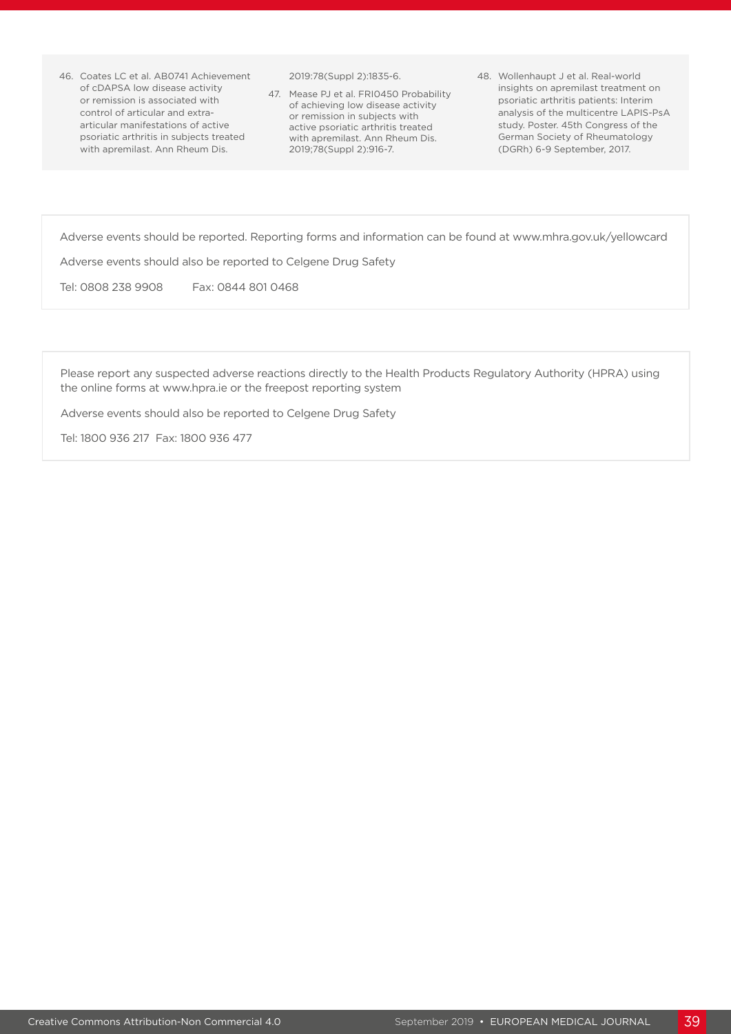46. Coates LC et al. AB0741 Achievement of cDAPSA low disease activity or remission is associated with control of articular and extra-articular manifestations of active psoriatic arthritis in subjects treated with apremilast. Ann Rheum Dis. 2019:78(Suppl 2):1835-6.
47. Mease PJ et al. FRI0450 Probability of achieving low disease activity or remission in subjects with active psoriatic arthritis treated with apremilast. Ann Rheum Dis. 2019;78(Suppl 2):916-7.
48. Wollenhaupt J et al. Real-world insights on apremilast treatment on psoriatic arthritis patients: Interim analysis of the multicentre LAPIS-PsA study. Poster. 45th Congress of the German Society of Rheumatology (DGRh) 6-9 September, 2017.

Adverse events should be reported. Reporting forms and information can be found at www.mhra.gov.uk/yellowcard

Adverse events should also be reported to Celgene Drug Safety

Tel: 0808 238 9908 Fax: 0844 801 0468

Please report any suspected adverse reactions directly to the Health Products Regulatory Authority (HPRA) using the online forms at www.hpra.ie or the freepost reporting system

Adverse events should also be reported to Celgene Drug Safety

Tel: 1800 936 217 Fax: 1800 936 477

Creative Commons Attribution-Non Commercial 4.0